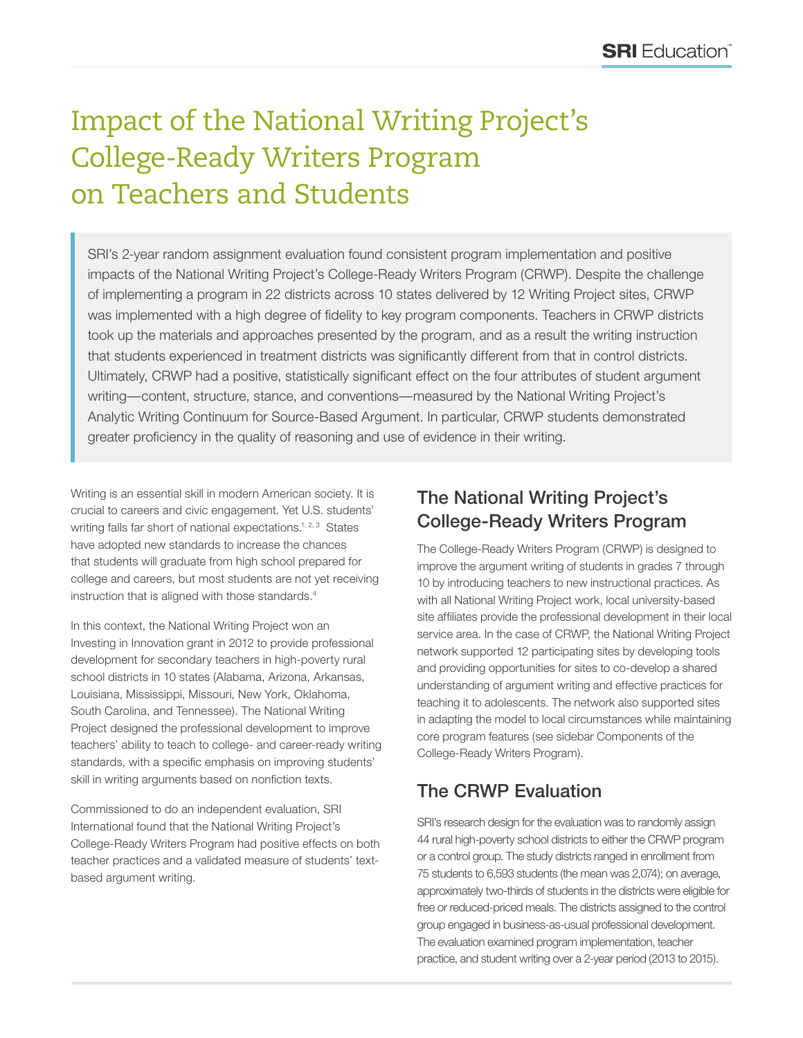# Impact of the National Writing Project's College-Ready Writers Program on Teachers and Students

SRI's 2-year random assignment evaluation found consistent program implementation and positive impacts of the National Writing Project's College-Ready Writers Program (CRWP). Despite the challenge of implementing a program in 22 districts across 10 states delivered by 12 Writing Project sites, CRWP was implemented with a high degree of fidelity to key program components. Teachers in CRWP districts took up the materials and approaches presented by the program, and as a result the writing instruction that students experienced in treatment districts was significantly different from that in control districts. Ultimately, CRWP had a positive, statistically significant effect on the four attributes of student argument writing—content, structure, stance, and conventions—measured by the National Writing Project's Analytic Writing Continuum for Source-Based Argument. In particular, CRWP students demonstrated greater proficiency in the quality of reasoning and use of evidence in their writing.

Writing is an essential skill in modern American society. It is crucial to careers and civic engagement. Yet U.S. students' writing falls far short of national expectations.[1, 2, 3] States have adopted new standards to increase the chances that students will graduate from high school prepared for college and careers, but most students are not yet receiving instruction that is aligned with those standards.[4]

In this context, the National Writing Project won an Investing in Innovation grant in 2012 to provide professional development for secondary teachers in high-poverty rural school districts in 10 states (Alabama, Arizona, Arkansas, Louisiana, Mississippi, Missouri, New York, Oklahoma, South Carolina, and Tennessee). The National Writing Project designed the professional development to improve teachers' ability to teach to college- and career-ready writing standards, with a specific emphasis on improving students' skill in writing arguments based on nonfiction texts.

Commissioned to do an independent evaluation, SRI International found that the National Writing Project's College-Ready Writers Program had positive effects on both teacher practices and a validated measure of students' text-based argument writing.

## The National Writing Project's College-Ready Writers Program

The College-Ready Writers Program (CRWP) is designed to improve the argument writing of students in grades 7 through 10 by introducing teachers to new instructional practices. As with all National Writing Project work, local university-based site affiliates provide the professional development in their local service area. In the case of CRWP, the National Writing Project network supported 12 participating sites by developing tools and providing opportunities for sites to co-develop a shared understanding of argument writing and effective practices for teaching it to adolescents. The network also supported sites in adapting the model to local circumstances while maintaining core program features (see sidebar Components of the College-Ready Writers Program).

## The CRWP Evaluation

SRI's research design for the evaluation was to randomly assign 44 rural high-poverty school districts to either the CRWP program or a control group. The study districts ranged in enrollment from 75 students to 6,593 students (the mean was 2,074); on average, approximately two-thirds of students in the districts were eligible for free or reduced-priced meals. The districts assigned to the control group engaged in business-as-usual professional development. The evaluation examined program implementation, teacher practice, and student writing over a 2-year period (2013 to 2015).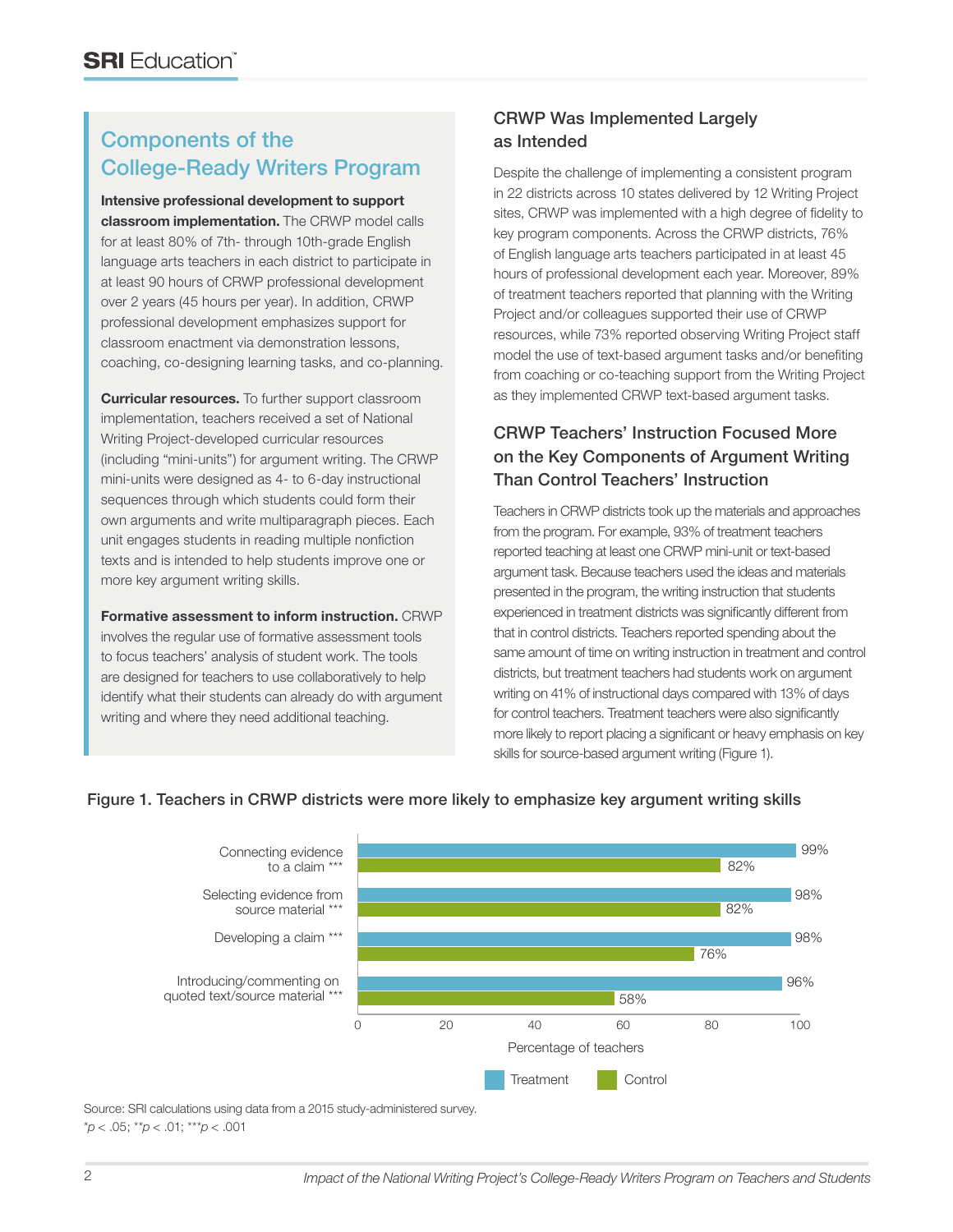## Components of the College-Ready Writers Program

**Intensive professional development to support classroom implementation.** The CRWP model calls for at least 80% of 7th- through 10th-grade English language arts teachers in each district to participate in at least 90 hours of CRWP professional development over 2 years (45 hours per year). In addition, CRWP professional development emphasizes support for classroom enactment via demonstration lessons, coaching, co-designing learning tasks, and co-planning.

**Curricular resources.** To further support classroom implementation, teachers received a set of National Writing Project-developed curricular resources (including "mini-units") for argument writing. The CRWP mini-units were designed as 4- to 6-day instructional sequences through which students could form their own arguments and write multiparagraph pieces. Each unit engages students in reading multiple nonfiction texts and is intended to help students improve one or more key argument writing skills.

**Formative assessment to inform instruction.** CRWP involves the regular use of formative assessment tools to focus teachers' analysis of student work. The tools are designed for teachers to use collaboratively to help identify what their students can already do with argument writing and where they need additional teaching.

### CRWP Was Implemented Largely as Intended

Despite the challenge of implementing a consistent program in 22 districts across 10 states delivered by 12 Writing Project sites, CRWP was implemented with a high degree of fidelity to key program components. Across the CRWP districts, 76% of English language arts teachers participated in at least 45 hours of professional development each year. Moreover, 89% of treatment teachers reported that planning with the Writing Project and/or colleagues supported their use of CRWP resources, while 73% reported observing Writing Project staff model the use of text-based argument tasks and/or benefiting from coaching or co-teaching support from the Writing Project as they implemented CRWP text-based argument tasks.

### CRWP Teachers' Instruction Focused More on the Key Components of Argument Writing Than Control Teachers' Instruction

Teachers in CRWP districts took up the materials and approaches from the program. For example, 93% of treatment teachers reported teaching at least one CRWP mini-unit or text-based argument task. Because teachers used the ideas and materials presented in the program, the writing instruction that students experienced in treatment districts was significantly different from that in control districts. Teachers reported spending about the same amount of time on writing instruction in treatment and control districts, but treatment teachers had students work on argument writing on 41% of instructional days compared with 13% of days for control teachers. Treatment teachers were also significantly more likely to report placing a significant or heavy emphasis on key skills for source-based argument writing (Figure 1).

**Figure 1. Teachers in CRWP districts were more likely to emphasize key argument writing skills**

| Skill | Treatment | Control |
|---|---|---|
| Connecting evidence to a claim *** | 99% | 82% |
| Selecting evidence from source material *** | 98% | 82% |
| Developing a claim *** | 98% | 76% |
| Introducing/commenting on quoted text/source material *** | 96% | 58% |

Percentage of teachers

Source: SRI calculations using data from a 2015 study-administered survey.
\* $p < .05$; \*\* $p < .01$; \*\*\* $p < .001$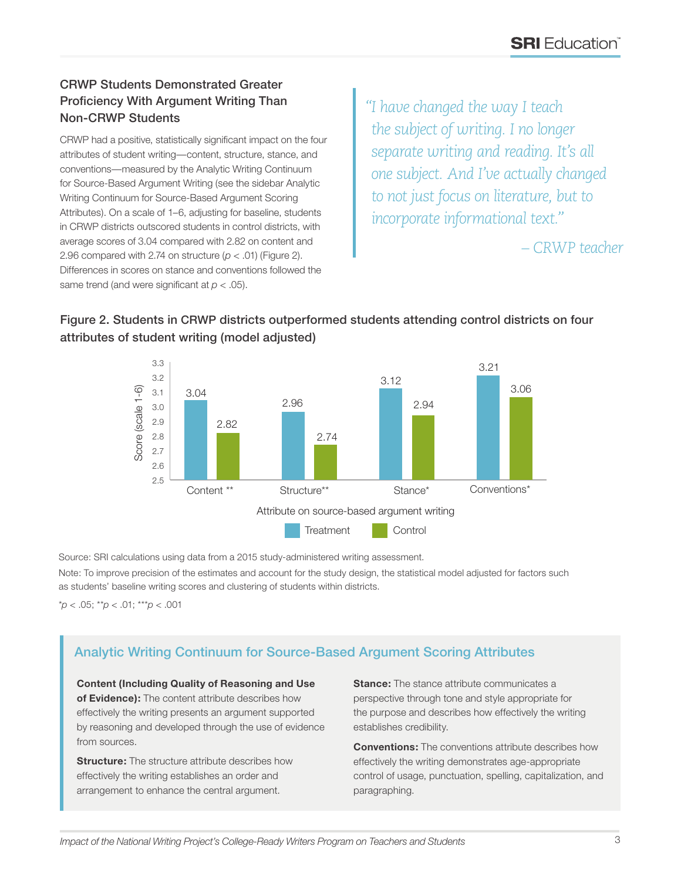## CRWP Students Demonstrated Greater Proficiency With Argument Writing Than Non-CRWP Students

CRWP had a positive, statistically significant impact on the four attributes of student writing—content, structure, stance, and conventions—measured by the Analytic Writing Continuum for Source-Based Argument Writing (see the sidebar Analytic Writing Continuum for Source-Based Argument Scoring Attributes). On a scale of 1–6, adjusting for baseline, students in CRWP districts outscored students in control districts, with average scores of 3.04 compared with 2.82 on content and 2.96 compared with 2.74 on structure ($p < .01$) (Figure 2). Differences in scores on stance and conventions followed the same trend (and were significant at $p < .05$).

> *"I have changed the way I teach the subject of writing. I no longer separate writing and reading. It's all one subject. And I've actually changed to not just focus on literature, but to incorporate informational text."*
>
> *– CRWP teacher*

**Figure 2. Students in CRWP districts outperformed students attending control districts on four attributes of student writing (model adjusted)**

| Attribute on source-based argument writing | Treatment | Control |
|---|---|---|
| Content ** | 3.04 | 2.82 |
| Structure** | 2.96 | 2.74 |
| Stance* | 3.12 | 2.94 |
| Conventions* | 3.21 | 3.06 |

Score (scale 1-6)

Source: SRI calculations using data from a 2015 study-administered writing assessment.

Note: To improve precision of the estimates and account for the study design, the statistical model adjusted for factors such as students' baseline writing scores and clustering of students within districts.

\*$p < .05$; \*\*$p < .01$; \*\*\*$p < .001$

### Analytic Writing Continuum for Source-Based Argument Scoring Attributes

**Content (Including Quality of Reasoning and Use of Evidence):** The content attribute describes how effectively the writing presents an argument supported by reasoning and developed through the use of evidence from sources.

**Structure:** The structure attribute describes how effectively the writing establishes an order and arrangement to enhance the central argument.

**Stance:** The stance attribute communicates a perspective through tone and style appropriate for the purpose and describes how effectively the writing establishes credibility.

**Conventions:** The conventions attribute describes how effectively the writing demonstrates age-appropriate control of usage, punctuation, spelling, capitalization, and paragraphing.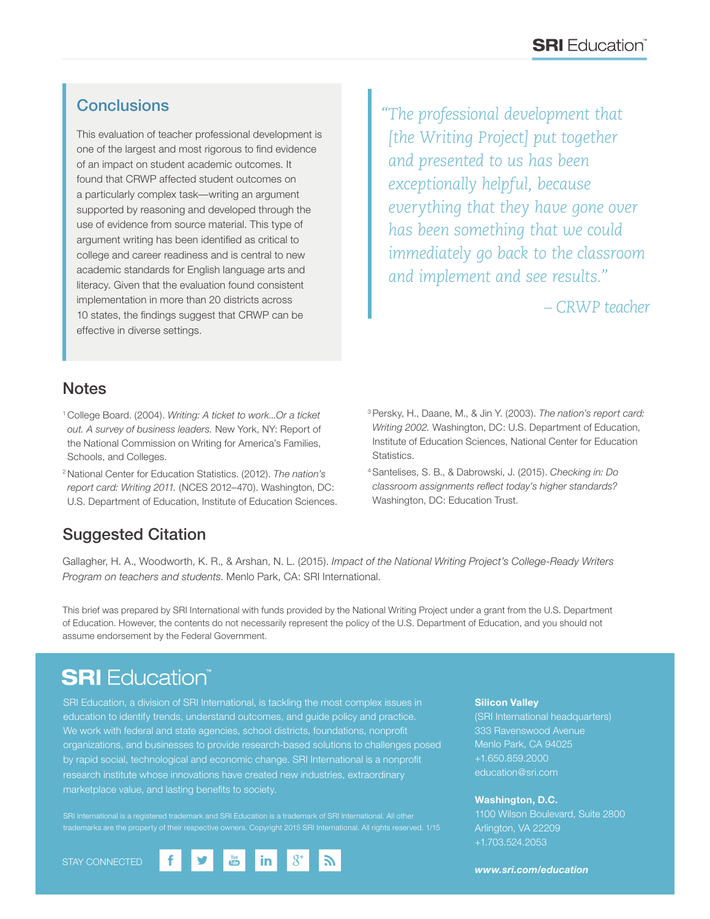## Conclusions

This evaluation of teacher professional development is one of the largest and most rigorous to find evidence of an impact on student academic outcomes. It found that CRWP affected student outcomes on a particularly complex task—writing an argument supported by reasoning and developed through the use of evidence from source material. This type of argument writing has been identified as critical to college and career readiness and is central to new academic standards for English language arts and literacy. Given that the evaluation found consistent implementation in more than 20 districts across 10 states, the findings suggest that CRWP can be effective in diverse settings.

> *"The professional development that [the Writing Project] put together and presented to us has been exceptionally helpful, because everything that they have gone over has been something that we could immediately go back to the classroom and implement and see results."*
>
> *– CRWP teacher*

## Notes

[1] College Board. (2004). *Writing: A ticket to work...Or a ticket out. A survey of business leaders.* New York, NY: Report of the National Commission on Writing for America's Families, Schools, and Colleges.

[2] National Center for Education Statistics. (2012). *The nation's report card: Writing 2011.* (NCES 2012–470). Washington, DC: U.S. Department of Education, Institute of Education Sciences.

[3] Persky, H., Daane, M., & Jin Y. (2003). *The nation's report card: Writing 2002.* Washington, DC: U.S. Department of Education, Institute of Education Sciences, National Center for Education Statistics.

[4] Santelises, S. B., & Dabrowski, J. (2015). *Checking in: Do classroom assignments reflect today's higher standards?* Washington, DC: Education Trust.

## Suggested Citation

Gallagher, H. A., Woodworth, K. R., & Arshan, N. L. (2015). *Impact of the National Writing Project's College-Ready Writers Program on teachers and students*. Menlo Park, CA: SRI International.

This brief was prepared by SRI International with funds provided by the National Writing Project under a grant from the U.S. Department of Education. However, the contents do not necessarily represent the policy of the U.S. Department of Education, and you should not assume endorsement by the Federal Government.

## SRI Education™

SRI Education, a division of SRI International, is tackling the most complex issues in education to identify trends, understand outcomes, and guide policy and practice. We work with federal and state agencies, school districts, foundations, nonprofit organizations, and businesses to provide research-based solutions to challenges posed by rapid social, technological and economic change. SRI International is a nonprofit research institute whose innovations have created new industries, extraordinary marketplace value, and lasting benefits to society.

SRI International is a registered trademark and SRI Education is a trademark of SRI International. All other trademarks are the property of their respective owners. Copyright 2015 SRI International. All rights reserved. 1/15

STAY CONNECTED

**Silicon Valley**
(SRI International headquarters)
333 Ravenswood Avenue
Menlo Park, CA 94025
+1.650.859.2000
education@sri.com

**Washington, D.C.**
1100 Wilson Boulevard, Suite 2800
Arlington, VA 22209
+1.703.524.2053

***www.sri.com/education***